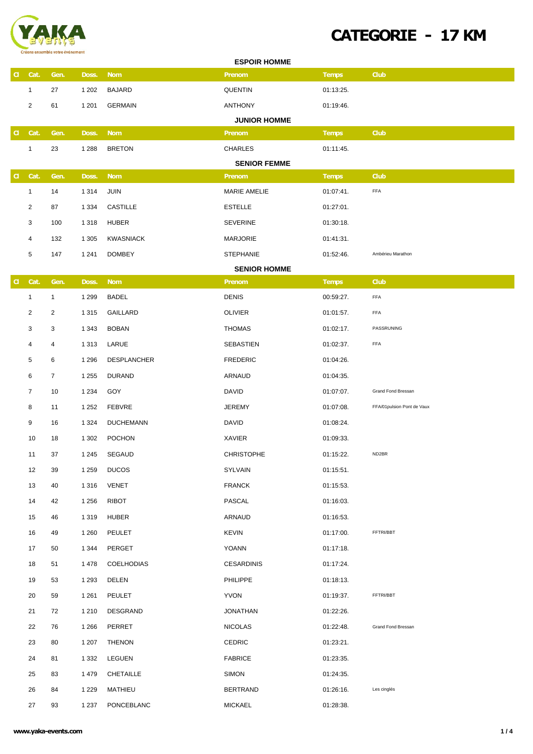# CATEGORIE - 17 KM

## ESPOIR HOMME

| Cl | Cat. | Gen. | Doss. | Nom | Prenom | Temps | Club |
|---|---|---|---|---|---|---|---|
| | 1 | 27 | 1 202 | BAJARD | QUENTIN | 01:13:25. | |
| | 2 | 61 | 1 201 | GERMAIN | ANTHONY | 01:19:46. | |

## JUNIOR HOMME

| Cl | Cat. | Gen. | Doss. | Nom | Prenom | Temps | Club |
|---|---|---|---|---|---|---|---|
| | 1 | 23 | 1 288 | BRETON | CHARLES | 01:11:45. | |

## SENIOR FEMME

| Cl | Cat. | Gen. | Doss. | Nom | Prenom | Temps | Club |
|---|---|---|---|---|---|---|---|
| | 1 | 14 | 1 314 | JUIN | MARIE AMELIE | 01:07:41. | FFA |
| | 2 | 87 | 1 334 | CASTILLE | ESTELLE | 01:27:01. | |
| | 3 | 100 | 1 318 | HUBER | SEVERINE | 01:30:18. | |
| | 4 | 132 | 1 305 | KWASNIACK | MARJORIE | 01:41:31. | |
| | 5 | 147 | 1 241 | DOMBEY | STEPHANIE | 01:52:46. | Ambérieu Marathon |

## SENIOR HOMME

| Cl | Cat. | Gen. | Doss. | Nom | Prenom | Temps | Club |
|---|---|---|---|---|---|---|---|
| | 1 | 1 | 1 299 | BADEL | DENIS | 00:59:27. | FFA |
| | 2 | 2 | 1 315 | GAILLARD | OLIVIER | 01:01:57. | FFA |
| | 3 | 3 | 1 343 | BOBAN | THOMAS | 01:02:17. | PASSRUNING |
| | 4 | 4 | 1 313 | LARUE | SEBASTIEN | 01:02:37. | FFA |
| | 5 | 6 | 1 296 | DESPLANCHER | FREDERIC | 01:04:26. | |
| | 6 | 7 | 1 255 | DURAND | ARNAUD | 01:04:35. | |
| | 7 | 10 | 1 234 | GOY | DAVID | 01:07:07. | Grand Fond Bressan |
| | 8 | 11 | 1 252 | FEBVRE | JEREMY | 01:07:08. | FFA/01pulsion Pont de Vaux |
| | 9 | 16 | 1 324 | DUCHEMANN | DAVID | 01:08:24. | |
| | 10 | 18 | 1 302 | POCHON | XAVIER | 01:09:33. | |
| | 11 | 37 | 1 245 | SEGAUD | CHRISTOPHE | 01:15:22. | ND2BR |
| | 12 | 39 | 1 259 | DUCOS | SYLVAIN | 01:15:51. | |
| | 13 | 40 | 1 316 | VENET | FRANCK | 01:15:53. | |
| | 14 | 42 | 1 256 | RIBOT | PASCAL | 01:16:03. | |
| | 15 | 46 | 1 319 | HUBER | ARNAUD | 01:16:53. | |
| | 16 | 49 | 1 260 | PEULET | KEVIN | 01:17:00. | FFTRI/BBT |
| | 17 | 50 | 1 344 | PERGET | YOANN | 01:17:18. | |
| | 18 | 51 | 1 478 | COELHODIAS | CESARDINIS | 01:17:24. | |
| | 19 | 53 | 1 293 | DELEN | PHILIPPE | 01:18:13. | |
| | 20 | 59 | 1 261 | PEULET | YVON | 01:19:37. | FFTRI/BBT |
| | 21 | 72 | 1 210 | DESGRAND | JONATHAN | 01:22:26. | |
| | 22 | 76 | 1 266 | PERRET | NICOLAS | 01:22:48. | Grand Fond Bressan |
| | 23 | 80 | 1 207 | THENON | CEDRIC | 01:23:21. | |
| | 24 | 81 | 1 332 | LEGUEN | FABRICE | 01:23:35. | |
| | 25 | 83 | 1 479 | CHETAILLE | SIMON | 01:24:35. | |
| | 26 | 84 | 1 229 | MATHIEU | BERTRAND | 01:26:16. | Les cinglés |
| | 27 | 93 | 1 237 | PONCEBLANC | MICKAEL | 01:28:38. | |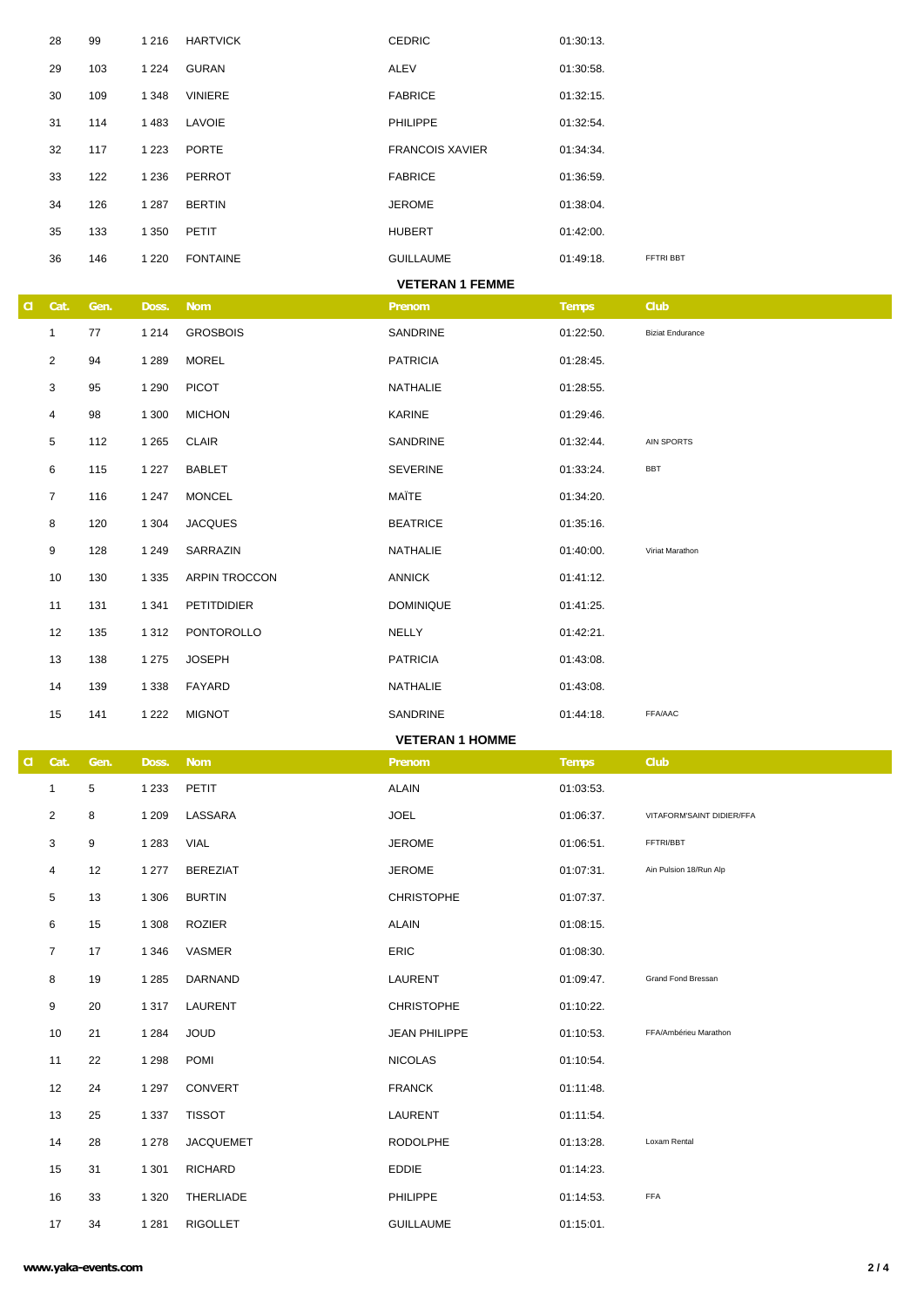| Cl | Cat. | Gen. | Doss. | Nom | Prenom | Temps | Club |
|---|---|---|---|---|---|---|---|
| | 28 | 99 | 1 216 | HARTVICK | CEDRIC | 01:30:13. | |
| | 29 | 103 | 1 224 | GURAN | ALEV | 01:30:58. | |
| | 30 | 109 | 1 348 | VINIERE | FABRICE | 01:32:15. | |
| | 31 | 114 | 1 483 | LAVOIE | PHILIPPE | 01:32:54. | |
| | 32 | 117 | 1 223 | PORTE | FRANCOIS XAVIER | 01:34:34. | |
| | 33 | 122 | 1 236 | PERROT | FABRICE | 01:36:59. | |
| | 34 | 126 | 1 287 | BERTIN | JEROME | 01:38:04. | |
| | 35 | 133 | 1 350 | PETIT | HUBERT | 01:42:00. | |
| | 36 | 146 | 1 220 | FONTAINE | GUILLAUME | 01:49:18. | FFTRI BBT |

**VETERAN 1 FEMME**

| Cl | Cat. | Gen. | Doss. | Nom | Prenom | Temps | Club |
|---|---|---|---|---|---|---|---|
| | 1 | 77 | 1 214 | GROSBOIS | SANDRINE | 01:22:50. | Biziat Endurance |
| | 2 | 94 | 1 289 | MOREL | PATRICIA | 01:28:45. | |
| | 3 | 95 | 1 290 | PICOT | NATHALIE | 01:28:55. | |
| | 4 | 98 | 1 300 | MICHON | KARINE | 01:29:46. | |
| | 5 | 112 | 1 265 | CLAIR | SANDRINE | 01:32:44. | AIN SPORTS |
| | 6 | 115 | 1 227 | BABLET | SEVERINE | 01:33:24. | BBT |
| | 7 | 116 | 1 247 | MONCEL | MAÏTE | 01:34:20. | |
| | 8 | 120 | 1 304 | JACQUES | BEATRICE | 01:35:16. | |
| | 9 | 128 | 1 249 | SARRAZIN | NATHALIE | 01:40:00. | Viriat Marathon |
| | 10 | 130 | 1 335 | ARPIN TROCCON | ANNICK | 01:41:12. | |
| | 11 | 131 | 1 341 | PETITDIDIER | DOMINIQUE | 01:41:25. | |
| | 12 | 135 | 1 312 | PONTOROLLO | NELLY | 01:42:21. | |
| | 13 | 138 | 1 275 | JOSEPH | PATRICIA | 01:43:08. | |
| | 14 | 139 | 1 338 | FAYARD | NATHALIE | 01:43:08. | |
| | 15 | 141 | 1 222 | MIGNOT | SANDRINE | 01:44:18. | FFA/AAC |

**VETERAN 1 HOMME**

| Cl | Cat. | Gen. | Doss. | Nom | Prenom | Temps | Club |
|---|---|---|---|---|---|---|---|
| | 1 | 5 | 1 233 | PETIT | ALAIN | 01:03:53. | |
| | 2 | 8 | 1 209 | LASSARA | JOEL | 01:06:37. | VITAFORM'SAINT DIDIER/FFA |
| | 3 | 9 | 1 283 | VIAL | JEROME | 01:06:51. | FFTRI/BBT |
| | 4 | 12 | 1 277 | BEREZIAT | JEROME | 01:07:31. | Ain Pulsion 18/Run Alp |
| | 5 | 13 | 1 306 | BURTIN | CHRISTOPHE | 01:07:37. | |
| | 6 | 15 | 1 308 | ROZIER | ALAIN | 01:08:15. | |
| | 7 | 17 | 1 346 | VASMER | ERIC | 01:08:30. | |
| | 8 | 19 | 1 285 | DARNAND | LAURENT | 01:09:47. | Grand Fond Bressan |
| | 9 | 20 | 1 317 | LAURENT | CHRISTOPHE | 01:10:22. | |
| | 10 | 21 | 1 284 | JOUD | JEAN PHILIPPE | 01:10:53. | FFA/Ambérieu Marathon |
| | 11 | 22 | 1 298 | POMI | NICOLAS | 01:10:54. | |
| | 12 | 24 | 1 297 | CONVERT | FRANCK | 01:11:48. | |
| | 13 | 25 | 1 337 | TISSOT | LAURENT | 01:11:54. | |
| | 14 | 28 | 1 278 | JACQUEMET | RODOLPHE | 01:13:28. | Loxam Rental |
| | 15 | 31 | 1 301 | RICHARD | EDDIE | 01:14:23. | |
| | 16 | 33 | 1 320 | THERLIADE | PHILIPPE | 01:14:53. | FFA |
| | 17 | 34 | 1 281 | RIGOLLET | GUILLAUME | 01:15:01. | |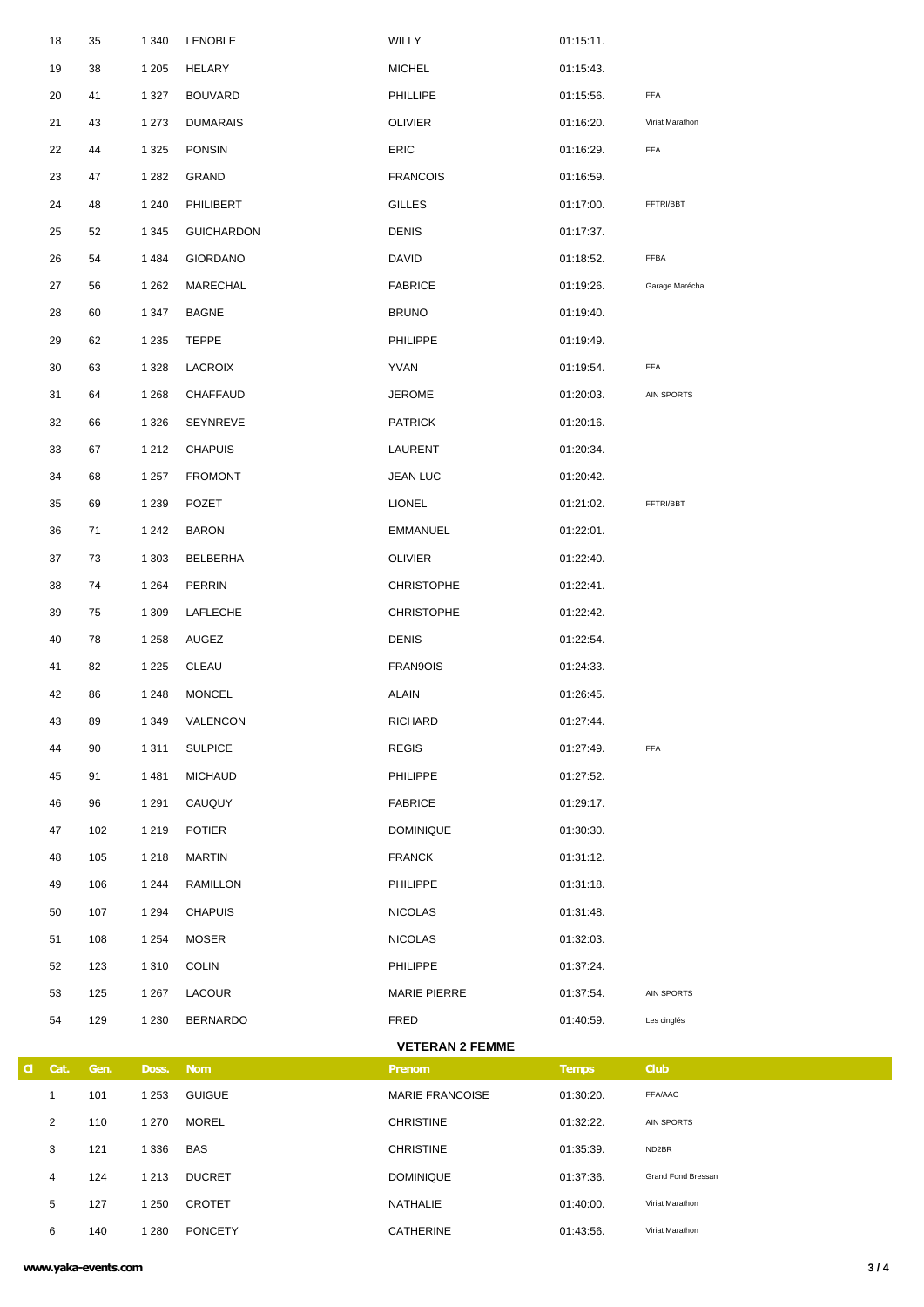| Cl | Cat. | Gen. | Doss. | Nom | Prenom | Temps | Club |
|---|---|---|---|---|---|---|---|
| | 18 | 35 | 1 340 | LENOBLE | WILLY | 01:15:11. | |
| | 19 | 38 | 1 205 | HELARY | MICHEL | 01:15:43. | |
| | 20 | 41 | 1 327 | BOUVARD | PHILLIPE | 01:15:56. | FFA |
| | 21 | 43 | 1 273 | DUMARAIS | OLIVIER | 01:16:20. | Viriat Marathon |
| | 22 | 44 | 1 325 | PONSIN | ERIC | 01:16:29. | FFA |
| | 23 | 47 | 1 282 | GRAND | FRANCOIS | 01:16:59. | |
| | 24 | 48 | 1 240 | PHILIBERT | GILLES | 01:17:00. | FFTRI/BBT |
| | 25 | 52 | 1 345 | GUICHARDON | DENIS | 01:17:37. | |
| | 26 | 54 | 1 484 | GIORDANO | DAVID | 01:18:52. | FFBA |
| | 27 | 56 | 1 262 | MARECHAL | FABRICE | 01:19:26. | Garage Maréchal |
| | 28 | 60 | 1 347 | BAGNE | BRUNO | 01:19:40. | |
| | 29 | 62 | 1 235 | TEPPE | PHILIPPE | 01:19:49. | |
| | 30 | 63 | 1 328 | LACROIX | YVAN | 01:19:54. | FFA |
| | 31 | 64 | 1 268 | CHAFFAUD | JEROME | 01:20:03. | AIN SPORTS |
| | 32 | 66 | 1 326 | SEYNREVE | PATRICK | 01:20:16. | |
| | 33 | 67 | 1 212 | CHAPUIS | LAURENT | 01:20:34. | |
| | 34 | 68 | 1 257 | FROMONT | JEAN LUC | 01:20:42. | |
| | 35 | 69 | 1 239 | POZET | LIONEL | 01:21:02. | FFTRI/BBT |
| | 36 | 71 | 1 242 | BARON | EMMANUEL | 01:22:01. | |
| | 37 | 73 | 1 303 | BELBERHA | OLIVIER | 01:22:40. | |
| | 38 | 74 | 1 264 | PERRIN | CHRISTOPHE | 01:22:41. | |
| | 39 | 75 | 1 309 | LAFLECHE | CHRISTOPHE | 01:22:42. | |
| | 40 | 78 | 1 258 | AUGEZ | DENIS | 01:22:54. | |
| | 41 | 82 | 1 225 | CLEAU | FRAN9OIS | 01:24:33. | |
| | 42 | 86 | 1 248 | MONCEL | ALAIN | 01:26:45. | |
| | 43 | 89 | 1 349 | VALENCON | RICHARD | 01:27:44. | |
| | 44 | 90 | 1 311 | SULPICE | REGIS | 01:27:49. | FFA |
| | 45 | 91 | 1 481 | MICHAUD | PHILIPPE | 01:27:52. | |
| | 46 | 96 | 1 291 | CAUQUY | FABRICE | 01:29:17. | |
| | 47 | 102 | 1 219 | POTIER | DOMINIQUE | 01:30:30. | |
| | 48 | 105 | 1 218 | MARTIN | FRANCK | 01:31:12. | |
| | 49 | 106 | 1 244 | RAMILLON | PHILIPPE | 01:31:18. | |
| | 50 | 107 | 1 294 | CHAPUIS | NICOLAS | 01:31:48. | |
| | 51 | 108 | 1 254 | MOSER | NICOLAS | 01:32:03. | |
| | 52 | 123 | 1 310 | COLIN | PHILIPPE | 01:37:24. | |
| | 53 | 125 | 1 267 | LACOUR | MARIE PIERRE | 01:37:54. | AIN SPORTS |
| | 54 | 129 | 1 230 | BERNARDO | FRED | 01:40:59. | Les cinglés |

## VETERAN 2 FEMME

| Cl | Cat. | Gen. | Doss. | Nom | Prenom | Temps | Club |
|---|---|---|---|---|---|---|---|
| | 1 | 101 | 1 253 | GUIGUE | MARIE FRANCOISE | 01:30:20. | FFA/AAC |
| | 2 | 110 | 1 270 | MOREL | CHRISTINE | 01:32:22. | AIN SPORTS |
| | 3 | 121 | 1 336 | BAS | CHRISTINE | 01:35:39. | ND2BR |
| | 4 | 124 | 1 213 | DUCRET | DOMINIQUE | 01:37:36. | Grand Fond Bressan |
| | 5 | 127 | 1 250 | CROTET | NATHALIE | 01:40:00. | Viriat Marathon |
| | 6 | 140 | 1 280 | PONCETY | CATHERINE | 01:43:56. | Viriat Marathon |

www.yaka-events.com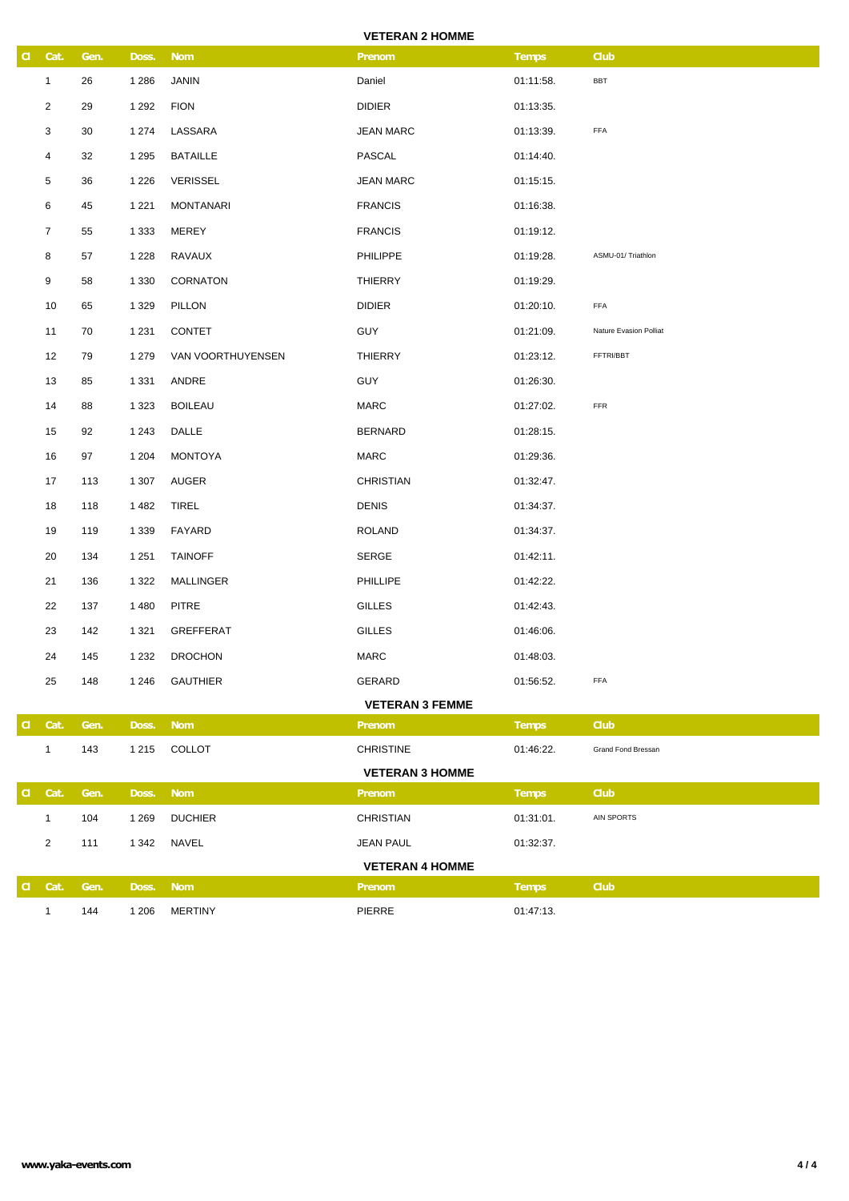## VETERAN 2 HOMME

| Cl | Cat. | Gen. | Doss. | Nom | Prenom | Temps | Club |
|---|---|---|---|---|---|---|---|
| | 1 | 26 | 1 286 | JANIN | Daniel | 01:11:58. | BBT |
| | 2 | 29 | 1 292 | FION | DIDIER | 01:13:35. | |
| | 3 | 30 | 1 274 | LASSARA | JEAN MARC | 01:13:39. | FFA |
| | 4 | 32 | 1 295 | BATAILLE | PASCAL | 01:14:40. | |
| | 5 | 36 | 1 226 | VERISSEL | JEAN MARC | 01:15:15. | |
| | 6 | 45 | 1 221 | MONTANARI | FRANCIS | 01:16:38. | |
| | 7 | 55 | 1 333 | MEREY | FRANCIS | 01:19:12. | |
| | 8 | 57 | 1 228 | RAVAUX | PHILIPPE | 01:19:28. | ASMU-01/ Triathlon |
| | 9 | 58 | 1 330 | CORNATON | THIERRY | 01:19:29. | |
| | 10 | 65 | 1 329 | PILLON | DIDIER | 01:20:10. | FFA |
| | 11 | 70 | 1 231 | CONTET | GUY | 01:21:09. | Nature Evasion Polliat |
| | 12 | 79 | 1 279 | VAN VOORTHUYENSEN | THIERRY | 01:23:12. | FFTRI/BBT |
| | 13 | 85 | 1 331 | ANDRE | GUY | 01:26:30. | |
| | 14 | 88 | 1 323 | BOILEAU | MARC | 01:27:02. | FFR |
| | 15 | 92 | 1 243 | DALLE | BERNARD | 01:28:15. | |
| | 16 | 97 | 1 204 | MONTOYA | MARC | 01:29:36. | |
| | 17 | 113 | 1 307 | AUGER | CHRISTIAN | 01:32:47. | |
| | 18 | 118 | 1 482 | TIREL | DENIS | 01:34:37. | |
| | 19 | 119 | 1 339 | FAYARD | ROLAND | 01:34:37. | |
| | 20 | 134 | 1 251 | TAINOFF | SERGE | 01:42:11. | |
| | 21 | 136 | 1 322 | MALLINGER | PHILLIPE | 01:42:22. | |
| | 22 | 137 | 1 480 | PITRE | GILLES | 01:42:43. | |
| | 23 | 142 | 1 321 | GREFFERAT | GILLES | 01:46:06. | |
| | 24 | 145 | 1 232 | DROCHON | MARC | 01:48:03. | |
| | 25 | 148 | 1 246 | GAUTHIER | GERARD | 01:56:52. | FFA |

## VETERAN 3 FEMME

| Cl | Cat. | Gen. | Doss. | Nom | Prenom | Temps | Club |
|---|---|---|---|---|---|---|---|
| | 1 | 143 | 1 215 | COLLOT | CHRISTINE | 01:46:22. | Grand Fond Bressan |

## VETERAN 3 HOMME

| Cl | Cat. | Gen. | Doss. | Nom | Prenom | Temps | Club |
|---|---|---|---|---|---|---|---|
| | 1 | 104 | 1 269 | DUCHIER | CHRISTIAN | 01:31:01. | AIN SPORTS |
| | 2 | 111 | 1 342 | NAVEL | JEAN PAUL | 01:32:37. | |

## VETERAN 4 HOMME

| Cl | Cat. | Gen. | Doss. | Nom | Prenom | Temps | Club |
|---|---|---|---|---|---|---|---|
| | 1 | 144 | 1 206 | MERTINY | PIERRE | 01:47:13. | |

www.yaka-events.com